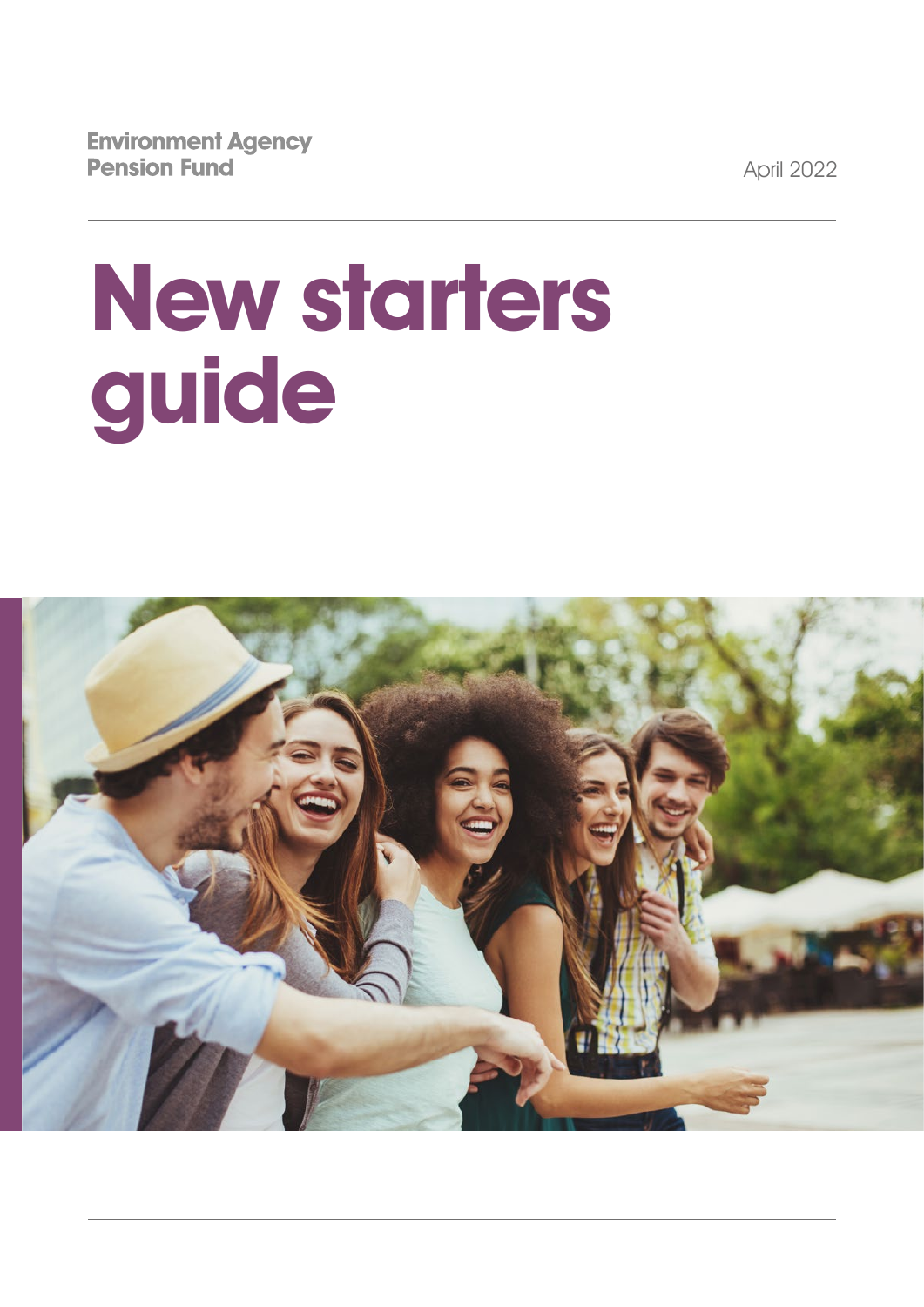Environment Agency
Pension Fund

April 2022

# New starters guide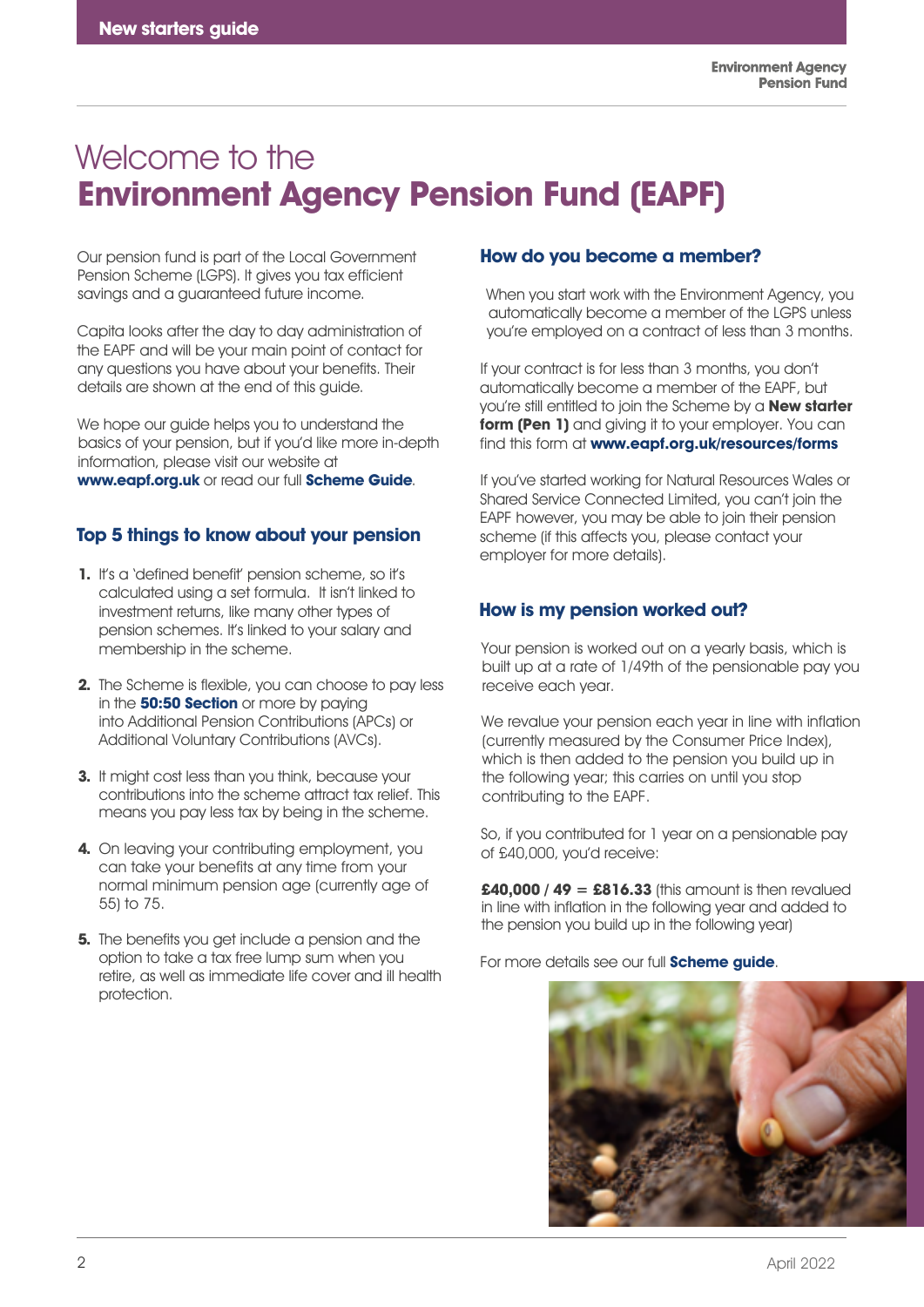# Welcome to the **Environment Agency Pension Fund (EAPF)**

Our pension fund is part of the Local Government Pension Scheme (LGPS). It gives you tax efficient savings and a guaranteed future income.

Capita looks after the day to day administration of the EAPF and will be your main point of contact for any questions you have about your benefits. Their details are shown at the end of this guide.

We hope our guide helps you to understand the basics of your pension, but if you'd like more in-depth information, please visit our website at **www.eapf.org.uk** or read our full **Scheme Guide**.

## Top 5 things to know about your pension

1. It's a 'defined benefit' pension scheme, so it's calculated using a set formula. It isn't linked to investment returns, like many other types of pension schemes. It's linked to your salary and membership in the scheme.
2. The Scheme is flexible, you can choose to pay less in the **50:50 Section** or more by paying into Additional Pension Contributions (APCs) or Additional Voluntary Contributions (AVCs).
3. It might cost less than you think, because your contributions into the scheme attract tax relief. This means you pay less tax by being in the scheme.
4. On leaving your contributing employment, you can take your benefits at any time from your normal minimum pension age (currently age of 55) to 75.
5. The benefits you get include a pension and the option to take a tax free lump sum when you retire, as well as immediate life cover and ill health protection.

## How do you become a member?

When you start work with the Environment Agency, you automatically become a member of the LGPS unless you're employed on a contract of less than 3 months.

If your contract is for less than 3 months, you don't automatically become a member of the EAPF, but you're still entitled to join the Scheme by a **New starter form (Pen 1)** and giving it to your employer. You can find this form at **www.eapf.org.uk/resources/forms**

If you've started working for Natural Resources Wales or Shared Service Connected Limited, you can't join the EAPF however, you may be able to join their pension scheme (if this affects you, please contact your employer for more details).

## How is my pension worked out?

Your pension is worked out on a yearly basis, which is built up at a rate of 1/49th of the pensionable pay you receive each year.

We revalue your pension each year in line with inflation (currently measured by the Consumer Price Index), which is then added to the pension you build up in the following year; this carries on until you stop contributing to the EAPF.

So, if you contributed for 1 year on a pensionable pay of £40,000, you'd receive:

**£40,000 / 49 = £816.33** (this amount is then revalued in line with inflation in the following year and added to the pension you build up in the following year)

For more details see our full **Scheme guide**.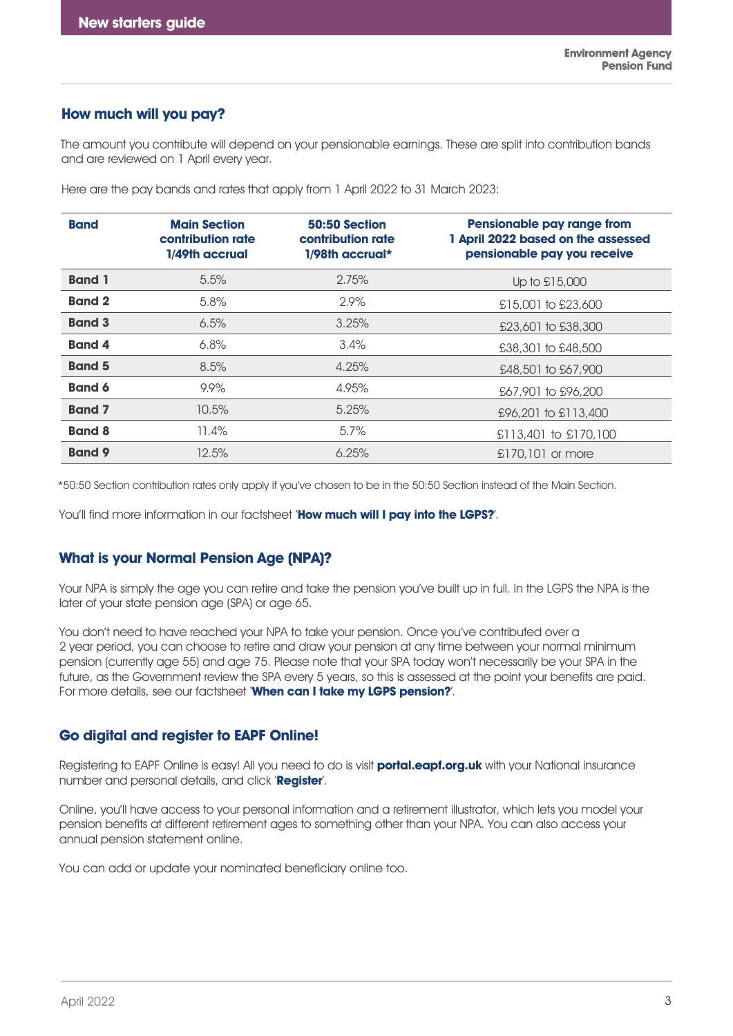## How much will you pay?

The amount you contribute will depend on your pensionable earnings. These are split into contribution bands and are reviewed on 1 April every year.

Here are the pay bands and rates that apply from 1 April 2022 to 31 March 2023:

| Band | Main Section contribution rate 1/49th accrual | 50:50 Section contribution rate 1/98th accrual* | Pensionable pay range from 1 April 2022 based on the assessed pensionable pay you receive |
|---|---|---|---|
| **Band 1** | 5.5% | 2.75% | Up to £15,000 |
| **Band 2** | 5.8% | 2.9% | £15,001 to £23,600 |
| **Band 3** | 6.5% | 3.25% | £23,601 to £38,300 |
| **Band 4** | 6.8% | 3.4% | £38,301 to £48,500 |
| **Band 5** | 8.5% | 4.25% | £48,501 to £67,900 |
| **Band 6** | 9.9% | 4.95% | £67,901 to £96,200 |
| **Band 7** | 10.5% | 5.25% | £96,201 to £113,400 |
| **Band 8** | 11.4% | 5.7% | £113,401 to £170,100 |
| **Band 9** | 12.5% | 6.25% | £170,101 or more |

*50:50 Section contribution rates only apply if you've chosen to be in the 50:50 Section instead of the Main Section.

You'll find more information in our factsheet '**How much will I pay into the LGPS?**'.

## What is your Normal Pension Age (NPA)?

Your NPA is simply the age you can retire and take the pension you've built up in full. In the LGPS the NPA is the later of your state pension age (SPA) or age 65.

You don't need to have reached your NPA to take your pension. Once you've contributed over a 2 year period, you can choose to retire and draw your pension at any time between your normal minimum pension (currently age 55) and age 75. Please note that your SPA today won't necessarily be your SPA in the future, as the Government review the SPA every 5 years, so this is assessed at the point your benefits are paid. For more details, see our factsheet '**When can I take my LGPS pension?**'.

## Go digital and register to EAPF Online!

Registering to EAPF Online is easy! All you need to do is visit **portal.eapf.org.uk** with your National insurance number and personal details, and click '**Register**'.

Online, you'll have access to your personal information and a retirement illustrator, which lets you model your pension benefits at different retirement ages to something other than your NPA. You can also access your annual pension statement online.

You can add or update your nominated beneficiary online too.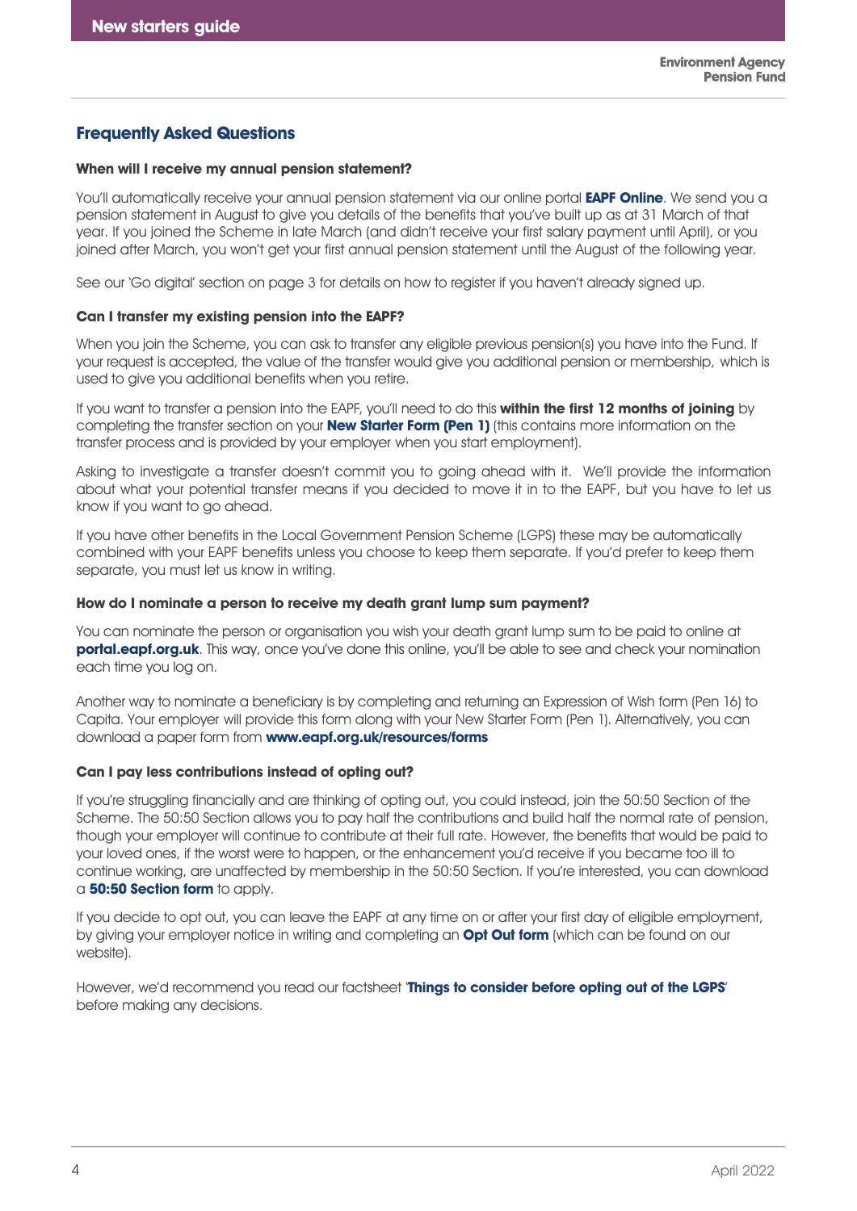## Frequently Asked Questions

**When will I receive my annual pension statement?**

You'll automatically receive your annual pension statement via our online portal **EAPF Online**. We send you a pension statement in August to give you details of the benefits that you've built up as at 31 March of that year. If you joined the Scheme in late March (and didn't receive your first salary payment until April), or you joined after March, you won't get your first annual pension statement until the August of the following year.

See our 'Go digital' section on page 3 for details on how to register if you haven't already signed up.

**Can I transfer my existing pension into the EAPF?**

When you join the Scheme, you can ask to transfer any eligible previous pension(s) you have into the Fund. If your request is accepted, the value of the transfer would give you additional pension or membership, which is used to give you additional benefits when you retire.

If you want to transfer a pension into the EAPF, you'll need to do this **within the first 12 months of joining** by completing the transfer section on your **New Starter Form (Pen 1)** (this contains more information on the transfer process and is provided by your employer when you start employment).

Asking to investigate a transfer doesn't commit you to going ahead with it. We'll provide the information about what your potential transfer means if you decided to move it in to the EAPF, but you have to let us know if you want to go ahead.

If you have other benefits in the Local Government Pension Scheme (LGPS) these may be automatically combined with your EAPF benefits unless you choose to keep them separate. If you'd prefer to keep them separate, you must let us know in writing.

**How do I nominate a person to receive my death grant lump sum payment?**

You can nominate the person or organisation you wish your death grant lump sum to be paid to online at **portal.eapf.org.uk**. This way, once you've done this online, you'll be able to see and check your nomination each time you log on.

Another way to nominate a beneficiary is by completing and returning an Expression of Wish form (Pen 16) to Capita. Your employer will provide this form along with your New Starter Form (Pen 1). Alternatively, you can download a paper form from **www.eapf.org.uk/resources/forms**

**Can I pay less contributions instead of opting out?**

If you're struggling financially and are thinking of opting out, you could instead, join the 50:50 Section of the Scheme. The 50:50 Section allows you to pay half the contributions and build half the normal rate of pension, though your employer will continue to contribute at their full rate. However, the benefits that would be paid to your loved ones, if the worst were to happen, or the enhancement you'd receive if you became too ill to continue working, are unaffected by membership in the 50:50 Section. If you're interested, you can download a **50:50 Section form** to apply.

If you decide to opt out, you can leave the EAPF at any time on or after your first day of eligible employment, by giving your employer notice in writing and completing an **Opt Out form** (which can be found on our website).

However, we'd recommend you read our factsheet '**Things to consider before opting out of the LGPS**' before making any decisions.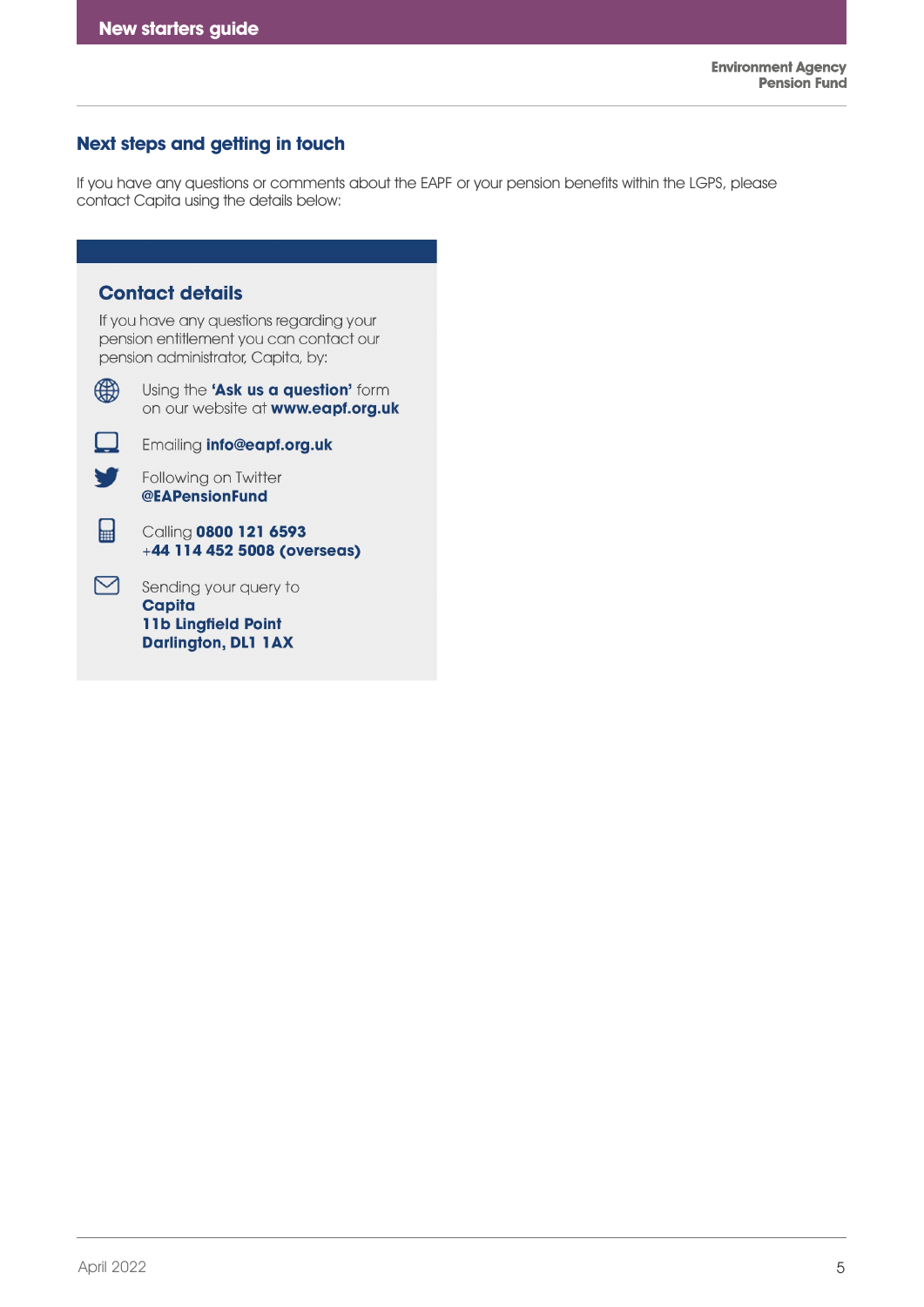## Next steps and getting in touch

If you have any questions or comments about the EAPF or your pension benefits within the LGPS, please contact Capita using the details below:

### Contact details

If you have any questions regarding your pension entitlement you can contact our pension administrator, Capita, by:

- Using the **'Ask us a question'** form on our website at **www.eapf.org.uk**
- Emailing **info@eapf.org.uk**
- Following on Twitter **@EAPensionFund**
- Calling **0800 121 6593**  
  **+44 114 452 5008 (overseas)**
- Sending your query to  
  **Capita**  
  **11b Lingfield Point**  
  **Darlington, DL1 1AX**